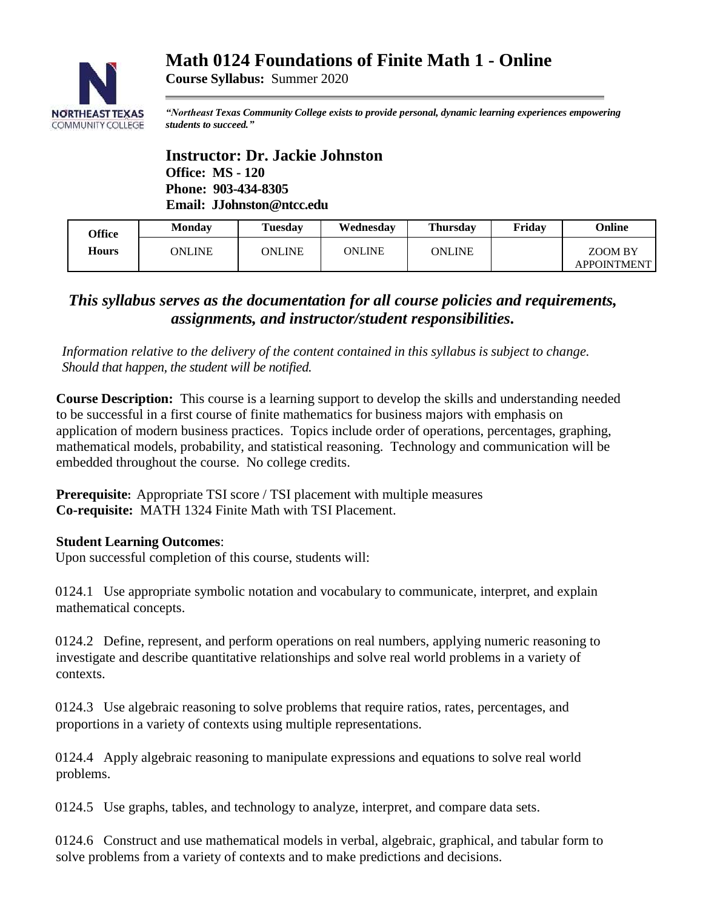# Math 0124 Foundations of Finite Math 1 - Online

**Course Syllabus:** Summer 2020

***"Northeast Texas Community College exists to provide personal, dynamic learning experiences empowering students to succeed."***

## Instructor: Dr. Jackie Johnston

**Office: MS - 120**
**Phone: 903-434-8305**
**Email: JJohnston@ntcc.edu**

| Office Hours | Monday | Tuesday | Wednesday | Thursday | Friday | Online |
|---|---|---|---|---|---|---|
| | ONLINE | ONLINE | ONLINE | ONLINE | | ZOOM BY APPOINTMENT |

***This syllabus serves as the documentation for all course policies and requirements, assignments, and instructor/student responsibilities.***

*Information relative to the delivery of the content contained in this syllabus is subject to change. Should that happen, the student will be notified.*

**Course Description:** This course is a learning support to develop the skills and understanding needed to be successful in a first course of finite mathematics for business majors with emphasis on application of modern business practices. Topics include order of operations, percentages, graphing, mathematical models, probability, and statistical reasoning. Technology and communication will be embedded throughout the course. No college credits.

**Prerequisite:** Appropriate TSI score / TSI placement with multiple measures
**Co-requisite:** MATH 1324 Finite Math with TSI Placement.

**Student Learning Outcomes**:
Upon successful completion of this course, students will:

0124.1 Use appropriate symbolic notation and vocabulary to communicate, interpret, and explain mathematical concepts.

0124.2 Define, represent, and perform operations on real numbers, applying numeric reasoning to investigate and describe quantitative relationships and solve real world problems in a variety of contexts.

0124.3 Use algebraic reasoning to solve problems that require ratios, rates, percentages, and proportions in a variety of contexts using multiple representations.

0124.4 Apply algebraic reasoning to manipulate expressions and equations to solve real world problems.

0124.5 Use graphs, tables, and technology to analyze, interpret, and compare data sets.

0124.6 Construct and use mathematical models in verbal, algebraic, graphical, and tabular form to solve problems from a variety of contexts and to make predictions and decisions.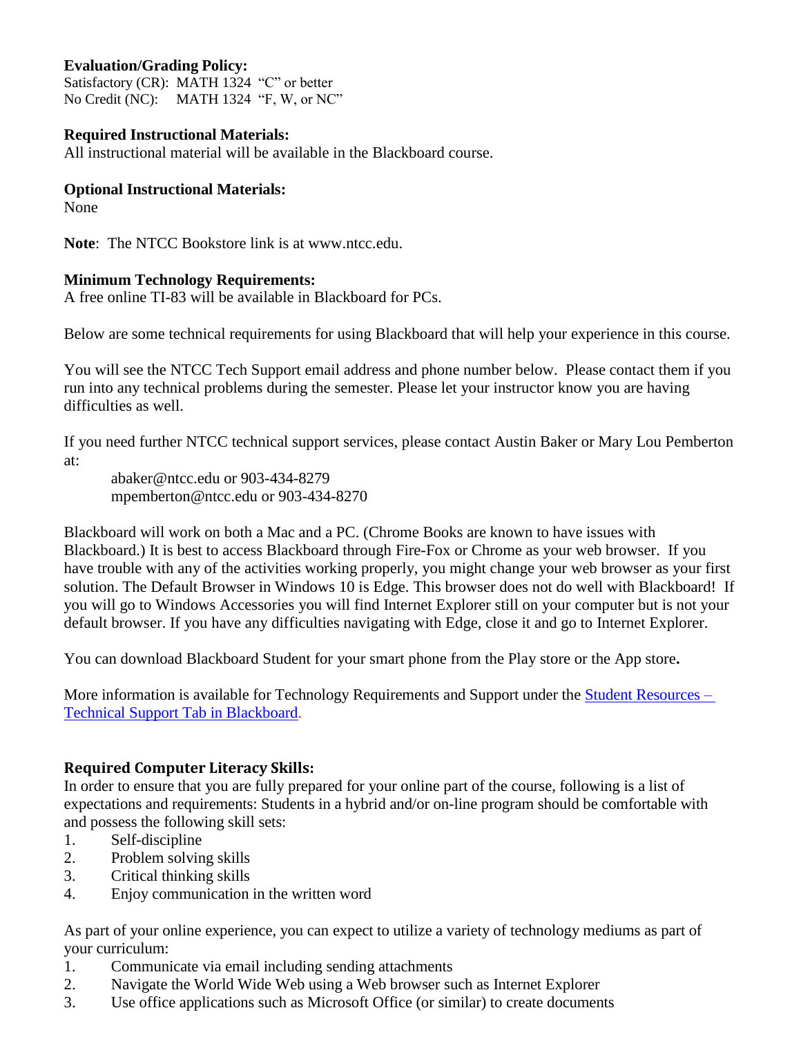**Evaluation/Grading Policy:**
Satisfactory (CR): MATH 1324 "C" or better
No Credit (NC): MATH 1324 "F, W, or NC"

**Required Instructional Materials:**
All instructional material will be available in the Blackboard course.

**Optional Instructional Materials:**
None

**Note**: The NTCC Bookstore link is at www.ntcc.edu.

**Minimum Technology Requirements:**
A free online TI-83 will be available in Blackboard for PCs.

Below are some technical requirements for using Blackboard that will help your experience in this course.

You will see the NTCC Tech Support email address and phone number below. Please contact them if you run into any technical problems during the semester. Please let your instructor know you are having difficulties as well.

If you need further NTCC technical support services, please contact Austin Baker or Mary Lou Pemberton at:

abaker@ntcc.edu or 903-434-8279
mpemberton@ntcc.edu or 903-434-8270

Blackboard will work on both a Mac and a PC. (Chrome Books are known to have issues with Blackboard.) It is best to access Blackboard through Fire-Fox or Chrome as your web browser. If you have trouble with any of the activities working properly, you might change your web browser as your first solution. The Default Browser in Windows 10 is Edge. This browser does not do well with Blackboard! If you will go to Windows Accessories you will find Internet Explorer still on your computer but is not your default browser. If you have any difficulties navigating with Edge, close it and go to Internet Explorer.

You can download Blackboard Student for your smart phone from the Play store or the App store.

More information is available for Technology Requirements and Support under the Student Resources – Technical Support Tab in Blackboard.

**Required Computer Literacy Skills:**
In order to ensure that you are fully prepared for your online part of the course, following is a list of expectations and requirements: Students in a hybrid and/or on-line program should be comfortable with and possess the following skill sets:

1. Self-discipline
2. Problem solving skills
3. Critical thinking skills
4. Enjoy communication in the written word

As part of your online experience, you can expect to utilize a variety of technology mediums as part of your curriculum:

1. Communicate via email including sending attachments
2. Navigate the World Wide Web using a Web browser such as Internet Explorer
3. Use office applications such as Microsoft Office (or similar) to create documents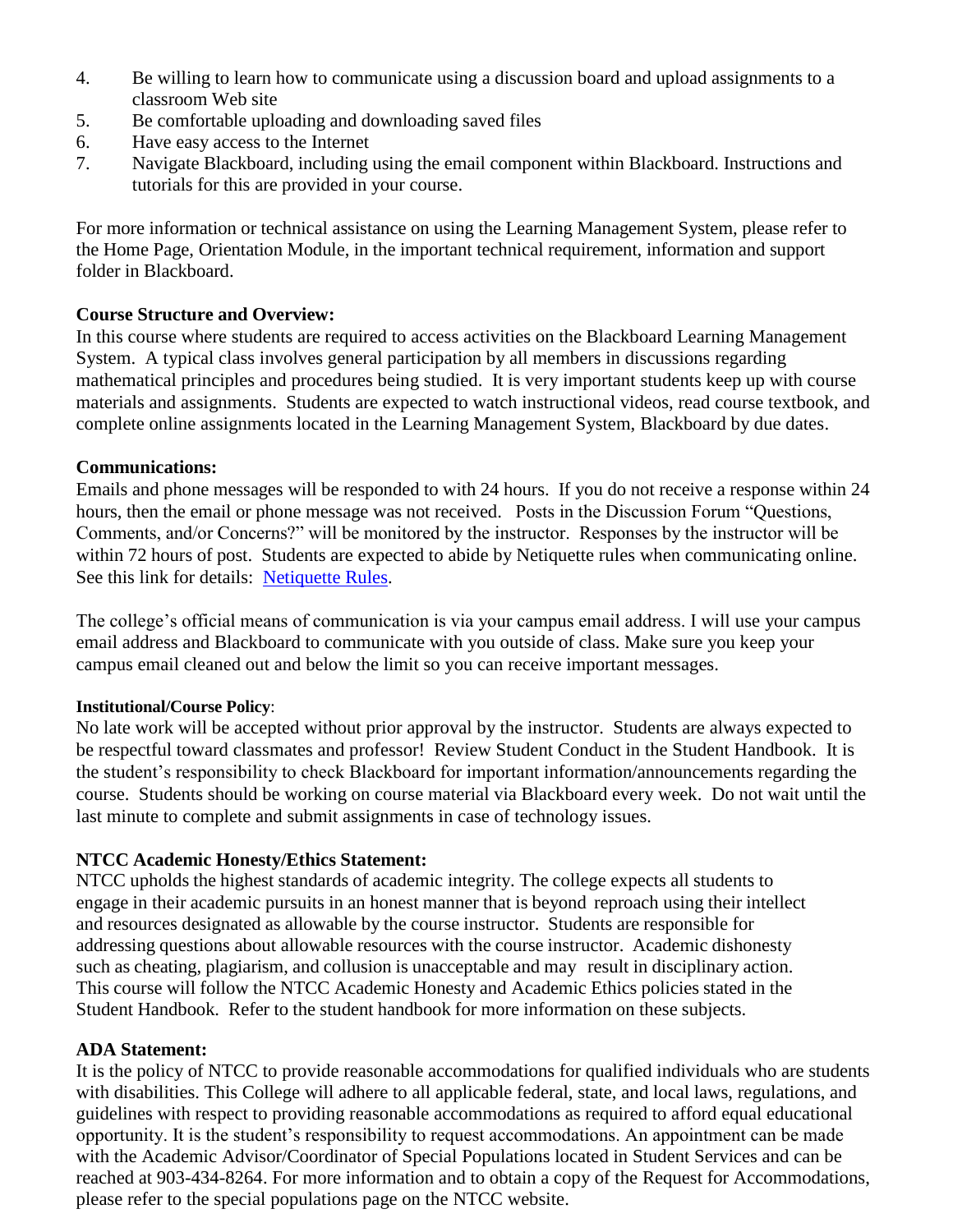4. Be willing to learn how to communicate using a discussion board and upload assignments to a classroom Web site
5. Be comfortable uploading and downloading saved files
6. Have easy access to the Internet
7. Navigate Blackboard, including using the email component within Blackboard. Instructions and tutorials for this are provided in your course.

For more information or technical assistance on using the Learning Management System, please refer to the Home Page, Orientation Module, in the important technical requirement, information and support folder in Blackboard.

**Course Structure and Overview:**
In this course where students are required to access activities on the Blackboard Learning Management System. A typical class involves general participation by all members in discussions regarding mathematical principles and procedures being studied. It is very important students keep up with course materials and assignments. Students are expected to watch instructional videos, read course textbook, and complete online assignments located in the Learning Management System, Blackboard by due dates.

**Communications:**
Emails and phone messages will be responded to with 24 hours. If you do not receive a response within 24 hours, then the email or phone message was not received. Posts in the Discussion Forum "Questions, Comments, and/or Concerns?" will be monitored by the instructor. Responses by the instructor will be within 72 hours of post. Students are expected to abide by Netiquette rules when communicating online. See this link for details: Netiquette Rules.

The college's official means of communication is via your campus email address. I will use your campus email address and Blackboard to communicate with you outside of class. Make sure you keep your campus email cleaned out and below the limit so you can receive important messages.

**Institutional/Course Policy**:
No late work will be accepted without prior approval by the instructor. Students are always expected to be respectful toward classmates and professor! Review Student Conduct in the Student Handbook. It is the student's responsibility to check Blackboard for important information/announcements regarding the course. Students should be working on course material via Blackboard every week. Do not wait until the last minute to complete and submit assignments in case of technology issues.

**NTCC Academic Honesty/Ethics Statement:**
NTCC upholds the highest standards of academic integrity. The college expects all students to engage in their academic pursuits in an honest manner that is beyond reproach using their intellect and resources designated as allowable by the course instructor. Students are responsible for addressing questions about allowable resources with the course instructor. Academic dishonesty such as cheating, plagiarism, and collusion is unacceptable and may result in disciplinary action. This course will follow the NTCC Academic Honesty and Academic Ethics policies stated in the Student Handbook. Refer to the student handbook for more information on these subjects.

**ADA Statement:**
It is the policy of NTCC to provide reasonable accommodations for qualified individuals who are students with disabilities. This College will adhere to all applicable federal, state, and local laws, regulations, and guidelines with respect to providing reasonable accommodations as required to afford equal educational opportunity. It is the student's responsibility to request accommodations. An appointment can be made with the Academic Advisor/Coordinator of Special Populations located in Student Services and can be reached at 903-434-8264. For more information and to obtain a copy of the Request for Accommodations, please refer to the special populations page on the NTCC website.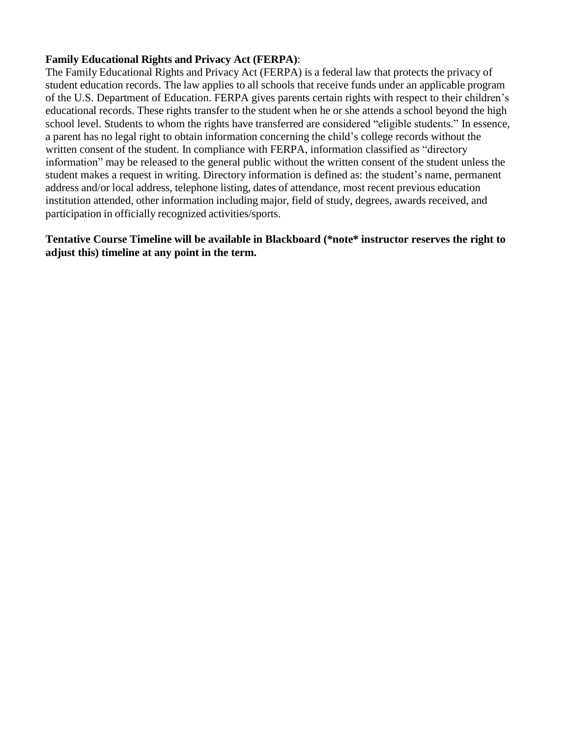**Family Educational Rights and Privacy Act (FERPA)**:

The Family Educational Rights and Privacy Act (FERPA) is a federal law that protects the privacy of student education records. The law applies to all schools that receive funds under an applicable program of the U.S. Department of Education. FERPA gives parents certain rights with respect to their children's educational records. These rights transfer to the student when he or she attends a school beyond the high school level. Students to whom the rights have transferred are considered "eligible students." In essence, a parent has no legal right to obtain information concerning the child's college records without the written consent of the student. In compliance with FERPA, information classified as "directory information" may be released to the general public without the written consent of the student unless the student makes a request in writing. Directory information is defined as: the student's name, permanent address and/or local address, telephone listing, dates of attendance, most recent previous education institution attended, other information including major, field of study, degrees, awards received, and participation in officially recognized activities/sports.

**Tentative Course Timeline will be available in Blackboard (*note* instructor reserves the right to adjust this) timeline at any point in the term.**